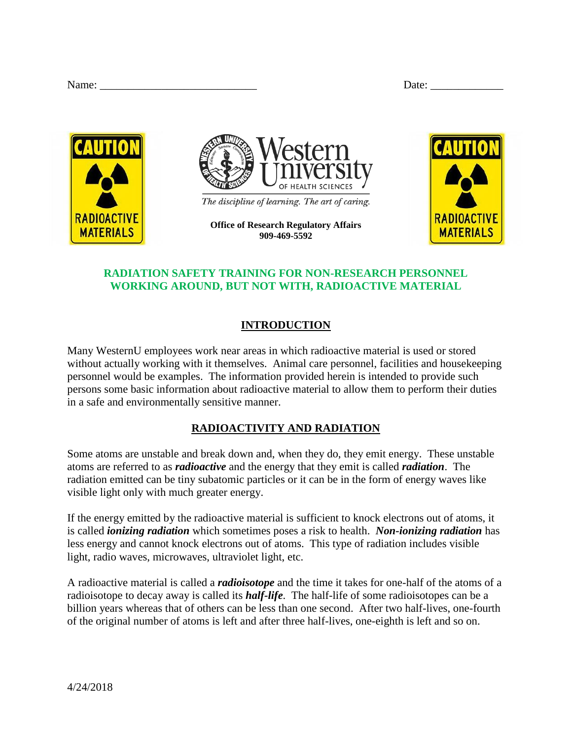Name: ____________________________ Date: _____________

Western University OF HEALTH SCIENCES

*The discipline of learning. The art of caring.*

**Office of Research Regulatory Affairs**
**909-469-5592**

## RADIATION SAFETY TRAINING FOR NON-RESEARCH PERSONNEL WORKING AROUND, BUT NOT WITH, RADIOACTIVE MATERIAL

### INTRODUCTION

Many WesternU employees work near areas in which radioactive material is used or stored without actually working with it themselves. Animal care personnel, facilities and housekeeping personnel would be examples. The information provided herein is intended to provide such persons some basic information about radioactive material to allow them to perform their duties in a safe and environmentally sensitive manner.

### RADIOACTIVITY AND RADIATION

Some atoms are unstable and break down and, when they do, they emit energy. These unstable atoms are referred to as ***radioactive*** and the energy that they emit is called ***radiation***. The radiation emitted can be tiny subatomic particles or it can be in the form of energy waves like visible light only with much greater energy.

If the energy emitted by the radioactive material is sufficient to knock electrons out of atoms, it is called ***ionizing radiation*** which sometimes poses a risk to health. ***Non-ionizing radiation*** has less energy and cannot knock electrons out of atoms. This type of radiation includes visible light, radio waves, microwaves, ultraviolet light, etc.

A radioactive material is called a ***radioisotope*** and the time it takes for one-half of the atoms of a radioisotope to decay away is called its ***half-life***. The half-life of some radioisotopes can be a billion years whereas that of others can be less than one second. After two half-lives, one-fourth of the original number of atoms is left and after three half-lives, one-eighth is left and so on.

4/24/2018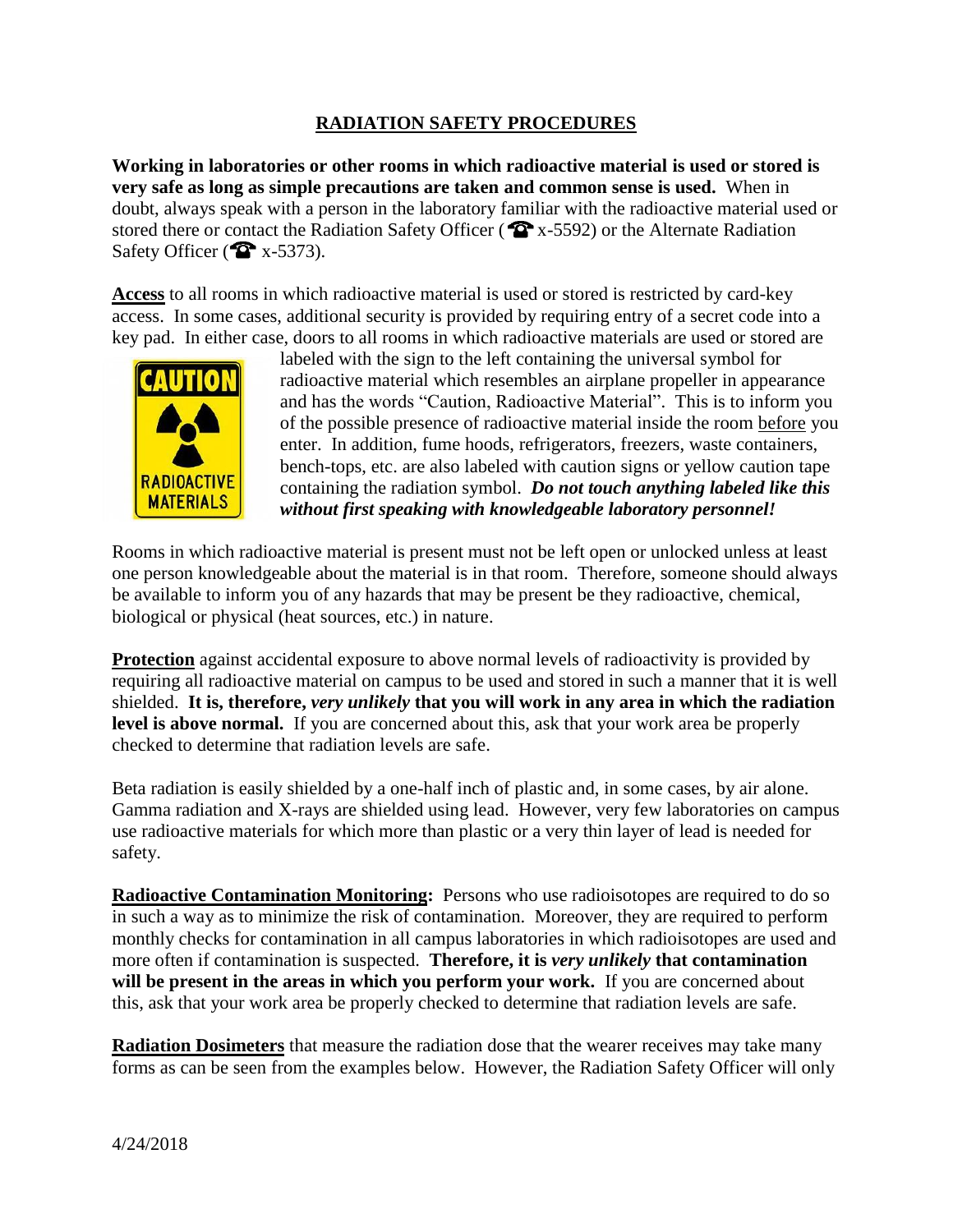## RADIATION SAFETY PROCEDURES

**Working in laboratories or other rooms in which radioactive material is used or stored is very safe as long as simple precautions are taken and common sense is used.** When in doubt, always speak with a person in the laboratory familiar with the radioactive material used or stored there or contact the Radiation Safety Officer (☎ x-5592) or the Alternate Radiation Safety Officer (☎ x-5373).

**Access** to all rooms in which radioactive material is used or stored is restricted by card-key access. In some cases, additional security is provided by requiring entry of a secret code into a key pad. In either case, doors to all rooms in which radioactive materials are used or stored are labeled with the sign to the left containing the universal symbol for radioactive material which resembles an airplane propeller in appearance and has the words "Caution, Radioactive Material". This is to inform you of the possible presence of radioactive material inside the room before you enter. In addition, fume hoods, refrigerators, freezers, waste containers, bench-tops, etc. are also labeled with caution signs or yellow caution tape containing the radiation symbol. ***Do not touch anything labeled like this without first speaking with knowledgeable laboratory personnel!***

Rooms in which radioactive material is present must not be left open or unlocked unless at least one person knowledgeable about the material is in that room. Therefore, someone should always be available to inform you of any hazards that may be present be they radioactive, chemical, biological or physical (heat sources, etc.) in nature.

**Protection** against accidental exposure to above normal levels of radioactivity is provided by requiring all radioactive material on campus to be used and stored in such a manner that it is well shielded. **It is, therefore, *very unlikely* that you will work in any area in which the radiation level is above normal.** If you are concerned about this, ask that your work area be properly checked to determine that radiation levels are safe.

Beta radiation is easily shielded by a one-half inch of plastic and, in some cases, by air alone. Gamma radiation and X-rays are shielded using lead. However, very few laboratories on campus use radioactive materials for which more than plastic or a very thin layer of lead is needed for safety.

**Radioactive Contamination Monitoring:** Persons who use radioisotopes are required to do so in such a way as to minimize the risk of contamination. Moreover, they are required to perform monthly checks for contamination in all campus laboratories in which radioisotopes are used and more often if contamination is suspected. **Therefore, it is *very unlikely* that contamination will be present in the areas in which you perform your work.** If you are concerned about this, ask that your work area be properly checked to determine that radiation levels are safe.

**Radiation Dosimeters** that measure the radiation dose that the wearer receives may take many forms as can be seen from the examples below. However, the Radiation Safety Officer will only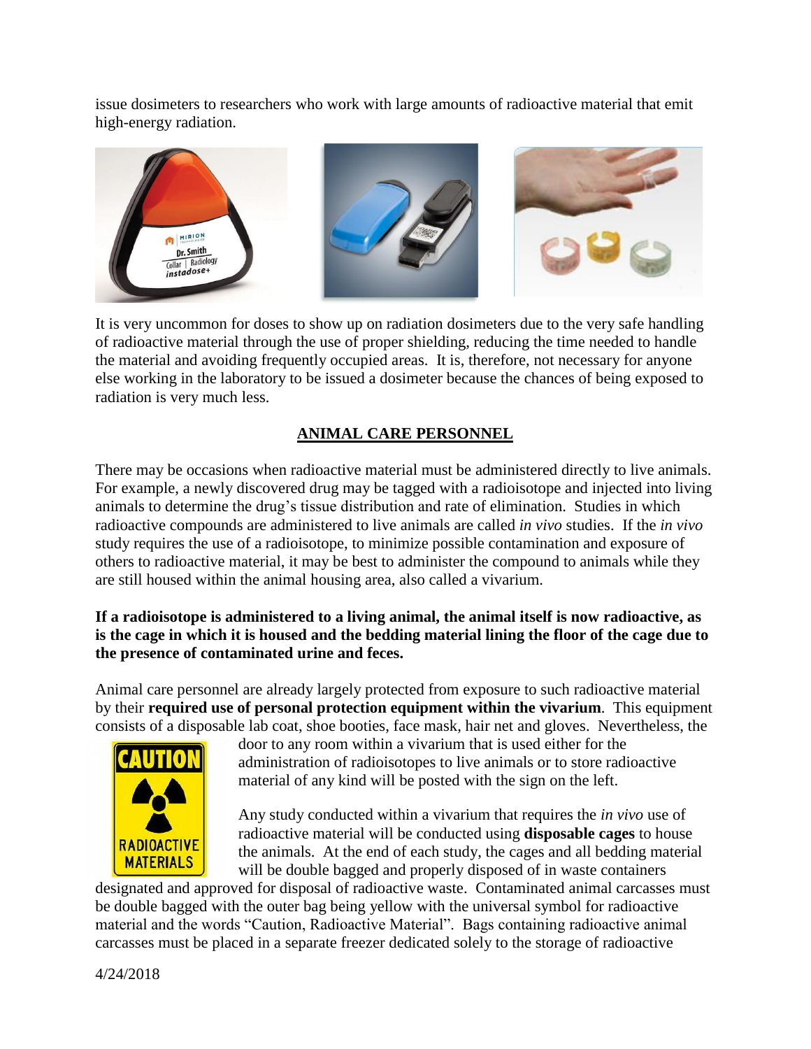issue dosimeters to researchers who work with large amounts of radioactive material that emit high-energy radiation.

It is very uncommon for doses to show up on radiation dosimeters due to the very safe handling of radioactive material through the use of proper shielding, reducing the time needed to handle the material and avoiding frequently occupied areas. It is, therefore, not necessary for anyone else working in the laboratory to be issued a dosimeter because the chances of being exposed to radiation is very much less.

## ANIMAL CARE PERSONNEL

There may be occasions when radioactive material must be administered directly to live animals. For example, a newly discovered drug may be tagged with a radioisotope and injected into living animals to determine the drug's tissue distribution and rate of elimination. Studies in which radioactive compounds are administered to live animals are called *in vivo* studies. If the *in vivo* study requires the use of a radioisotope, to minimize possible contamination and exposure of others to radioactive material, it may be best to administer the compound to animals while they are still housed within the animal housing area, also called a vivarium.

**If a radioisotope is administered to a living animal, the animal itself is now radioactive, as is the cage in which it is housed and the bedding material lining the floor of the cage due to the presence of contaminated urine and feces.**

Animal care personnel are already largely protected from exposure to such radioactive material by their **required use of personal protection equipment within the vivarium**. This equipment consists of a disposable lab coat, shoe booties, face mask, hair net and gloves. Nevertheless, the door to any room within a vivarium that is used either for the administration of radioisotopes to live animals or to store radioactive material of any kind will be posted with the sign on the left.

Any study conducted within a vivarium that requires the *in vivo* use of radioactive material will be conducted using **disposable cages** to house the animals. At the end of each study, the cages and all bedding material will be double bagged and properly disposed of in waste containers designated and approved for disposal of radioactive waste. Contaminated animal carcasses must be double bagged with the outer bag being yellow with the universal symbol for radioactive material and the words "Caution, Radioactive Material". Bags containing radioactive animal carcasses must be placed in a separate freezer dedicated solely to the storage of radioactive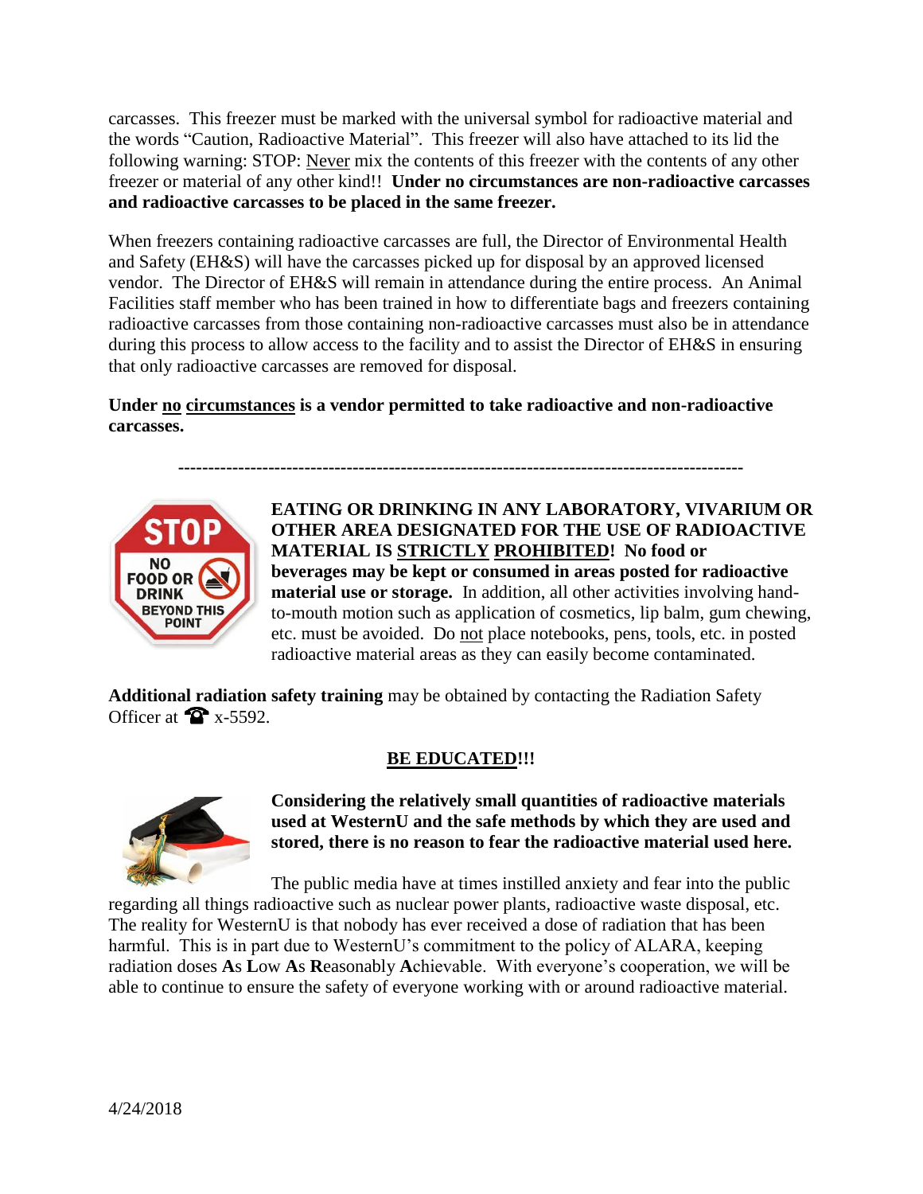carcasses. This freezer must be marked with the universal symbol for radioactive material and the words “Caution, Radioactive Material”. This freezer will also have attached to its lid the following warning: STOP: <u>Never</u> mix the contents of this freezer with the contents of any other freezer or material of any other kind!! **Under no circumstances are non-radioactive carcasses and radioactive carcasses to be placed in the same freezer.**

When freezers containing radioactive carcasses are full, the Director of Environmental Health and Safety (EH&S) will have the carcasses picked up for disposal by an approved licensed vendor. The Director of EH&S will remain in attendance during the entire process. An Animal Facilities staff member who has been trained in how to differentiate bags and freezers containing radioactive carcasses from those containing non-radioactive carcasses must also be in attendance during this process to allow access to the facility and to assist the Director of EH&S in ensuring that only radioactive carcasses are removed for disposal.

**Under <u>no</u> <u>circumstances</u> is a vendor permitted to take radioactive and non-radioactive carcasses.**

---

**EATING OR DRINKING IN ANY LABORATORY, VIVARIUM OR OTHER AREA DESIGNATED FOR THE USE OF RADIOACTIVE MATERIAL IS <u>STRICTLY</u> <u>PROHIBITED</u>! No food or beverages may be kept or consumed in areas posted for radioactive material use or storage.** In addition, all other activities involving hand-to-mouth motion such as application of cosmetics, lip balm, gum chewing, etc. must be avoided. Do <u>not</u> place notebooks, pens, tools, etc. in posted radioactive material areas as they can easily become contaminated.

**Additional radiation safety training** may be obtained by contacting the Radiation Safety Officer at ☎ x-5592.

## <u>BE EDUCATED</u>!!!

**Considering the relatively small quantities of radioactive materials used at WesternU and the safe methods by which they are used and stored, there is no reason to fear the radioactive material used here.**

The public media have at times instilled anxiety and fear into the public regarding all things radioactive such as nuclear power plants, radioactive waste disposal, etc. The reality for WesternU is that nobody has ever received a dose of radiation that has been harmful. This is in part due to WesternU’s commitment to the policy of ALARA, keeping radiation doses **A**s **L**ow **A**s **R**easonably **A**chievable. With everyone’s cooperation, we will be able to continue to ensure the safety of everyone working with or around radioactive material.

4/24/2018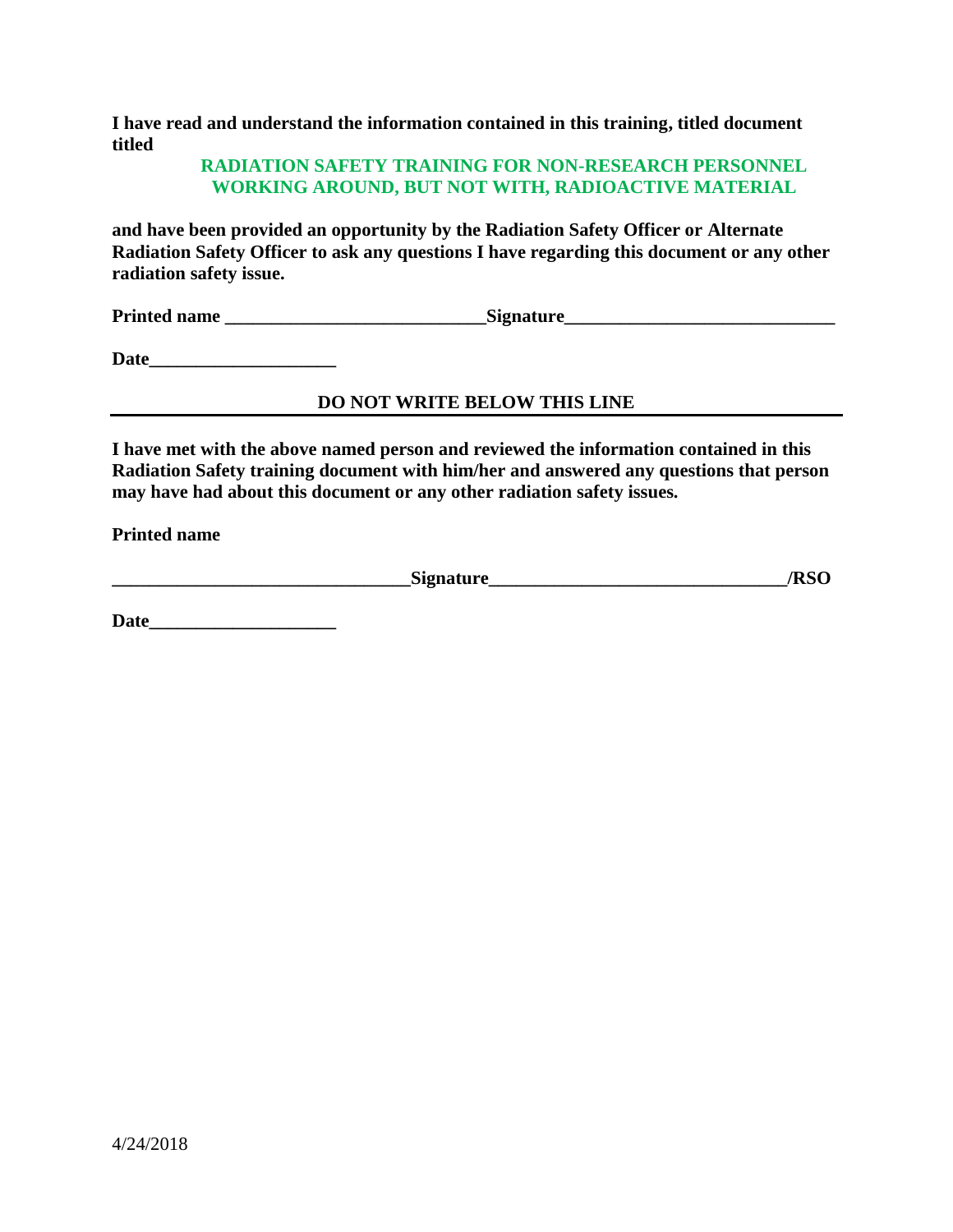**I have read and understand the information contained in this training, titled document titled**

**RADIATION SAFETY TRAINING FOR NON-RESEARCH PERSONNEL WORKING AROUND, BUT NOT WITH, RADIOACTIVE MATERIAL**

**and have been provided an opportunity by the Radiation Safety Officer or Alternate Radiation Safety Officer to ask any questions I have regarding this document or any other radiation safety issue.**

**Printed name \_\_\_\_\_\_\_\_\_\_\_\_\_\_\_\_\_\_\_\_\_\_\_\_\_\_\_\_Signature\_\_\_\_\_\_\_\_\_\_\_\_\_\_\_\_\_\_\_\_\_\_\_\_\_\_\_\_\_**

**Date\_\_\_\_\_\_\_\_\_\_\_\_\_\_\_\_\_\_\_\_**

**DO NOT WRITE BELOW THIS LINE**

---

**I have met with the above named person and reviewed the information contained in this Radiation Safety training document with him/her and answered any questions that person may have had about this document or any other radiation safety issues.**

**Printed name**

**\_\_\_\_\_\_\_\_\_\_\_\_\_\_\_\_\_\_\_\_\_\_\_\_\_\_\_\_\_\_\_\_Signature\_\_\_\_\_\_\_\_\_\_\_\_\_\_\_\_\_\_\_\_\_\_\_\_\_\_\_\_\_\_\_\_/RSO**

**Date\_\_\_\_\_\_\_\_\_\_\_\_\_\_\_\_\_\_\_\_**

4/24/2018